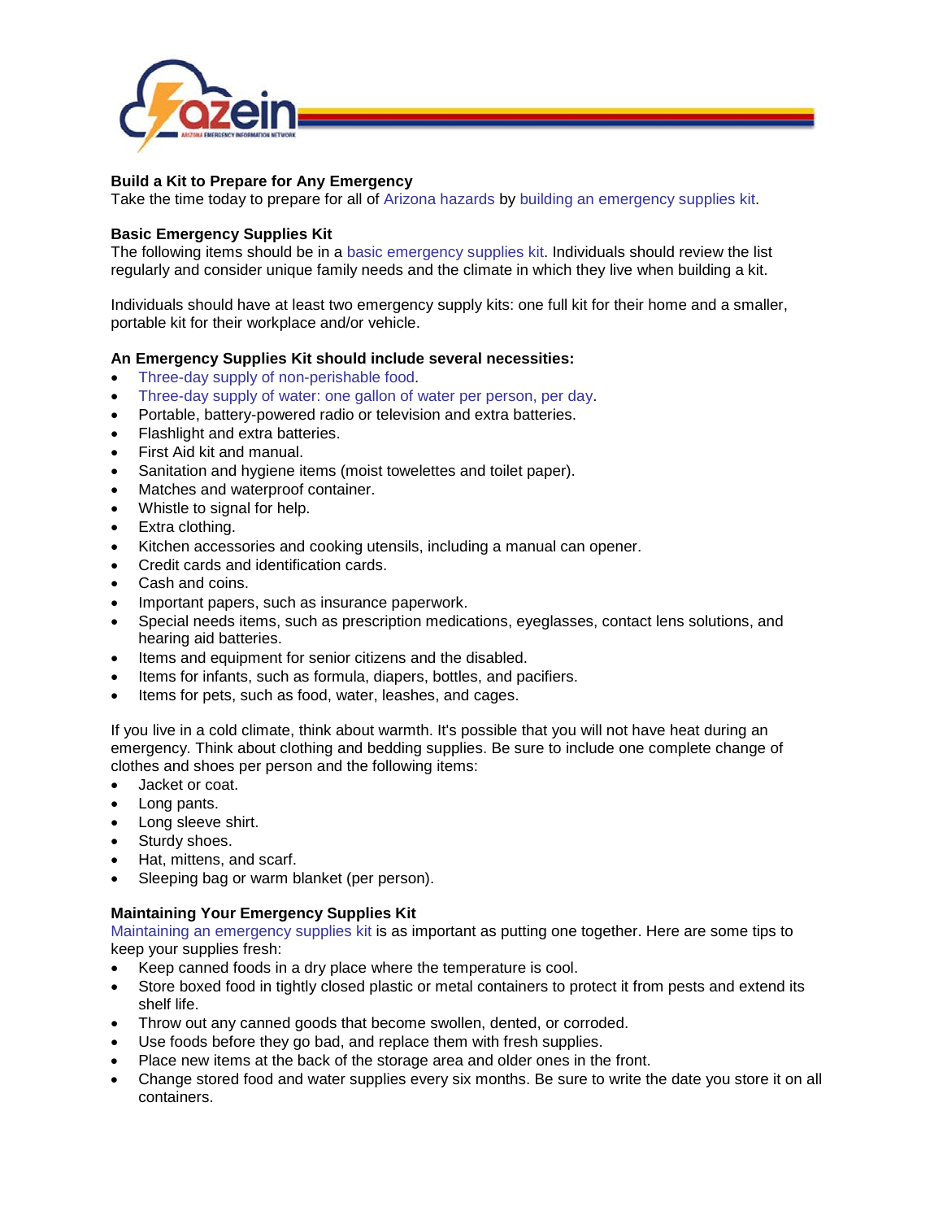## Build a Kit to Prepare for Any Emergency

Take the time today to prepare for all of Arizona hazards by building an emergency supplies kit.

## Basic Emergency Supplies Kit

The following items should be in a basic emergency supplies kit. Individuals should review the list regularly and consider unique family needs and the climate in which they live when building a kit.

Individuals should have at least two emergency supply kits: one full kit for their home and a smaller, portable kit for their workplace and/or vehicle.

### An Emergency Supplies Kit should include several necessities:

- Three-day supply of non-perishable food.
- Three-day supply of water: one gallon of water per person, per day.
- Portable, battery-powered radio or television and extra batteries.
- Flashlight and extra batteries.
- First Aid kit and manual.
- Sanitation and hygiene items (moist towelettes and toilet paper).
- Matches and waterproof container.
- Whistle to signal for help.
- Extra clothing.
- Kitchen accessories and cooking utensils, including a manual can opener.
- Credit cards and identification cards.
- Cash and coins.
- Important papers, such as insurance paperwork.
- Special needs items, such as prescription medications, eyeglasses, contact lens solutions, and hearing aid batteries.
- Items and equipment for senior citizens and the disabled.
- Items for infants, such as formula, diapers, bottles, and pacifiers.
- Items for pets, such as food, water, leashes, and cages.

If you live in a cold climate, think about warmth. It's possible that you will not have heat during an emergency. Think about clothing and bedding supplies. Be sure to include one complete change of clothes and shoes per person and the following items:

- Jacket or coat.
- Long pants.
- Long sleeve shirt.
- Sturdy shoes.
- Hat, mittens, and scarf.
- Sleeping bag or warm blanket (per person).

## Maintaining Your Emergency Supplies Kit

Maintaining an emergency supplies kit is as important as putting one together. Here are some tips to keep your supplies fresh:

- Keep canned foods in a dry place where the temperature is cool.
- Store boxed food in tightly closed plastic or metal containers to protect it from pests and extend its shelf life.
- Throw out any canned goods that become swollen, dented, or corroded.
- Use foods before they go bad, and replace them with fresh supplies.
- Place new items at the back of the storage area and older ones in the front.
- Change stored food and water supplies every six months. Be sure to write the date you store it on all containers.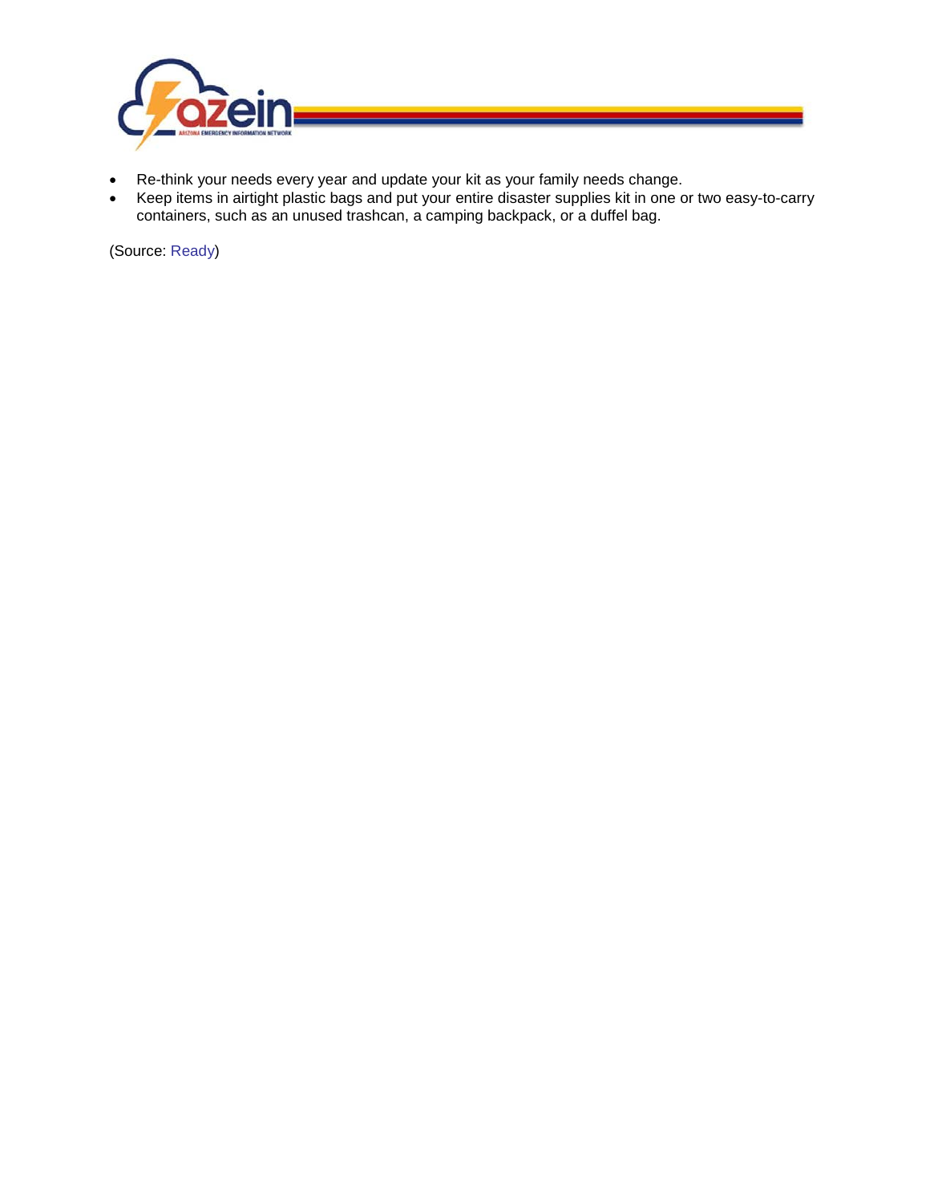- Re-think your needs every year and update your kit as your family needs change.
- Keep items in airtight plastic bags and put your entire disaster supplies kit in one or two easy-to-carry containers, such as an unused trashcan, a camping backpack, or a duffel bag.

(Source: Ready)